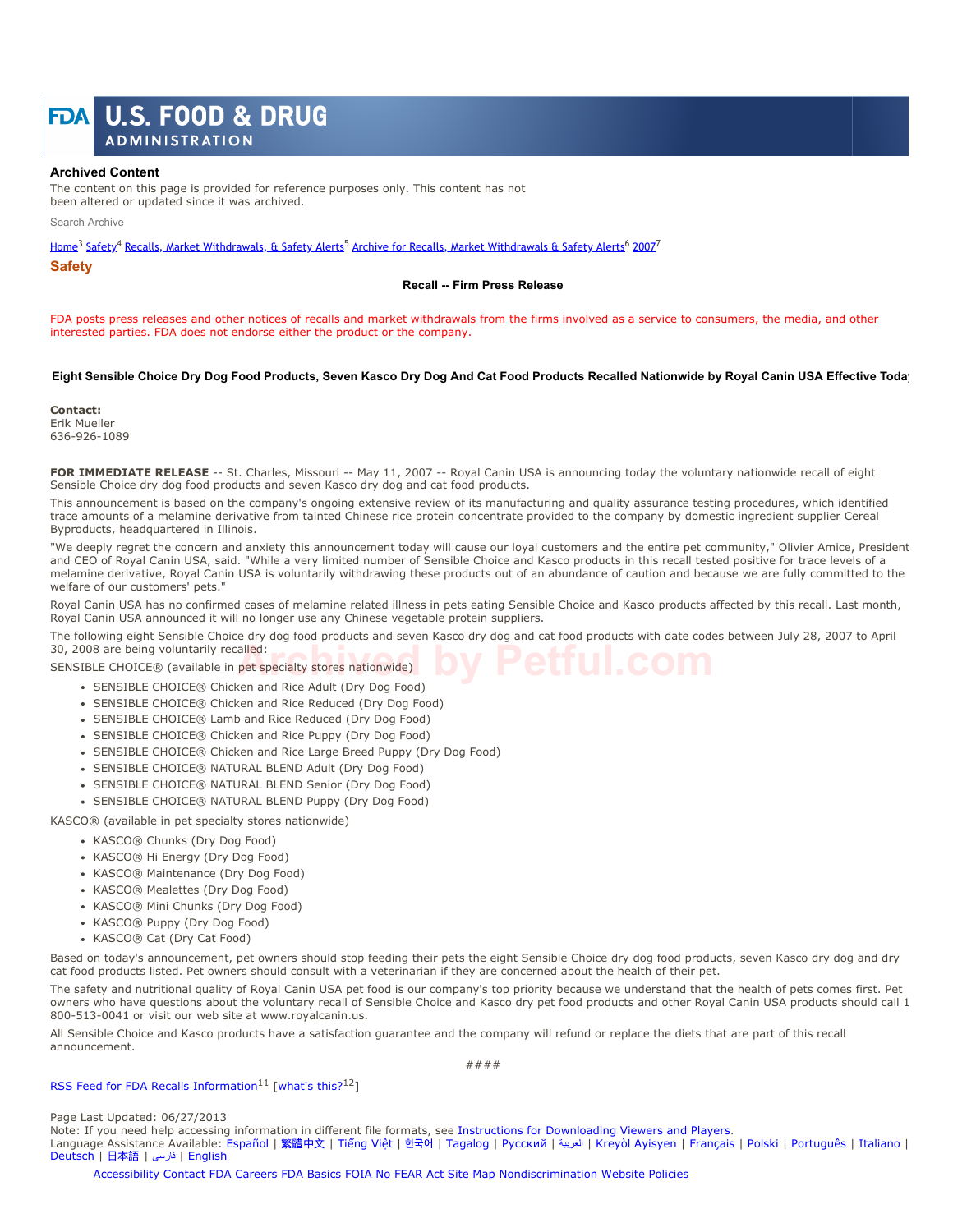**Archived Content**

The content on this page is provided for reference purposes only. This content has not been altered or updated since it was archived.

Search Archive

Home[3] Safety[4] Recalls, Market Withdrawals, & Safety Alerts[5] Archive for Recalls, Market Withdrawals & Safety Alerts[6] 2007[7]

## Safety

**Recall -- Firm Press Release**

FDA posts press releases and other notices of recalls and market withdrawals from the firms involved as a service to consumers, the media, and other interested parties. FDA does not endorse either the product or the company.

### Eight Sensible Choice Dry Dog Food Products, Seven Kasco Dry Dog And Cat Food Products Recalled Nationwide by Royal Canin USA Effective Today

**Contact:**
Erik Mueller
636-926-1089

**FOR IMMEDIATE RELEASE** -- St. Charles, Missouri -- May 11, 2007 -- Royal Canin USA is announcing today the voluntary nationwide recall of eight Sensible Choice dry dog food products and seven Kasco dry dog and cat food products.

This announcement is based on the company's ongoing extensive review of its manufacturing and quality assurance testing procedures, which identified trace amounts of a melamine derivative from tainted Chinese rice protein concentrate provided to the company by domestic ingredient supplier Cereal Byproducts, headquartered in Illinois.

"We deeply regret the concern and anxiety this announcement today will cause our loyal customers and the entire pet community," Olivier Amice, President and CEO of Royal Canin USA, said. "While a very limited number of Sensible Choice and Kasco products in this recall tested positive for trace levels of a melamine derivative, Royal Canin USA is voluntarily withdrawing these products out of an abundance of caution and because we are fully committed to the welfare of our customers' pets."

Royal Canin USA has no confirmed cases of melamine related illness in pets eating Sensible Choice and Kasco products affected by this recall. Last month, Royal Canin USA announced it will no longer use any Chinese vegetable protein suppliers.

The following eight Sensible Choice dry dog food products and seven Kasco dry dog and cat food products with date codes between July 28, 2007 to April 30, 2008 are being voluntarily recalled:

SENSIBLE CHOICE® (available in pet specialty stores nationwide)

- SENSIBLE CHOICE® Chicken and Rice Adult (Dry Dog Food)
- SENSIBLE CHOICE® Chicken and Rice Reduced (Dry Dog Food)
- SENSIBLE CHOICE® Lamb and Rice Reduced (Dry Dog Food)
- SENSIBLE CHOICE® Chicken and Rice Puppy (Dry Dog Food)
- SENSIBLE CHOICE® Chicken and Rice Large Breed Puppy (Dry Dog Food)
- SENSIBLE CHOICE® NATURAL BLEND Adult (Dry Dog Food)
- SENSIBLE CHOICE® NATURAL BLEND Senior (Dry Dog Food)
- SENSIBLE CHOICE® NATURAL BLEND Puppy (Dry Dog Food)

KASCO® (available in pet specialty stores nationwide)

- KASCO® Chunks (Dry Dog Food)
- KASCO® Hi Energy (Dry Dog Food)
- KASCO® Maintenance (Dry Dog Food)
- KASCO® Mealettes (Dry Dog Food)
- KASCO® Mini Chunks (Dry Dog Food)
- KASCO® Puppy (Dry Dog Food)
- KASCO® Cat (Dry Cat Food)

Based on today's announcement, pet owners should stop feeding their pets the eight Sensible Choice dry dog food products, seven Kasco dry dog and dry cat food products listed. Pet owners should consult with a veterinarian if they are concerned about the health of their pet.

The safety and nutritional quality of Royal Canin USA pet food is our company's top priority because we understand that the health of pets comes first. Pet owners who have questions about the voluntary recall of Sensible Choice and Kasco dry pet food products and other Royal Canin USA products should call 1 800-513-0041 or visit our web site at www.royalcanin.us.

All Sensible Choice and Kasco products have a satisfaction guarantee and the company will refund or replace the diets that are part of this recall announcement.

####

RSS Feed for FDA Recalls Information[11] [what's this?[12]]

Page Last Updated: 06/27/2013
Note: If you need help accessing information in different file formats, see Instructions for Downloading Viewers and Players.
Language Assistance Available: Español | 繁體中文 | Tiếng Việt | 한국어 | Tagalog | Русский | العربية | Kreyòl Ayisyen | Français | Polski | Português | Italiano | Deutsch | 日本語 | فارسی | English

Accessibility Contact FDA Careers FDA Basics FOIA No FEAR Act Site Map Nondiscrimination Website Policies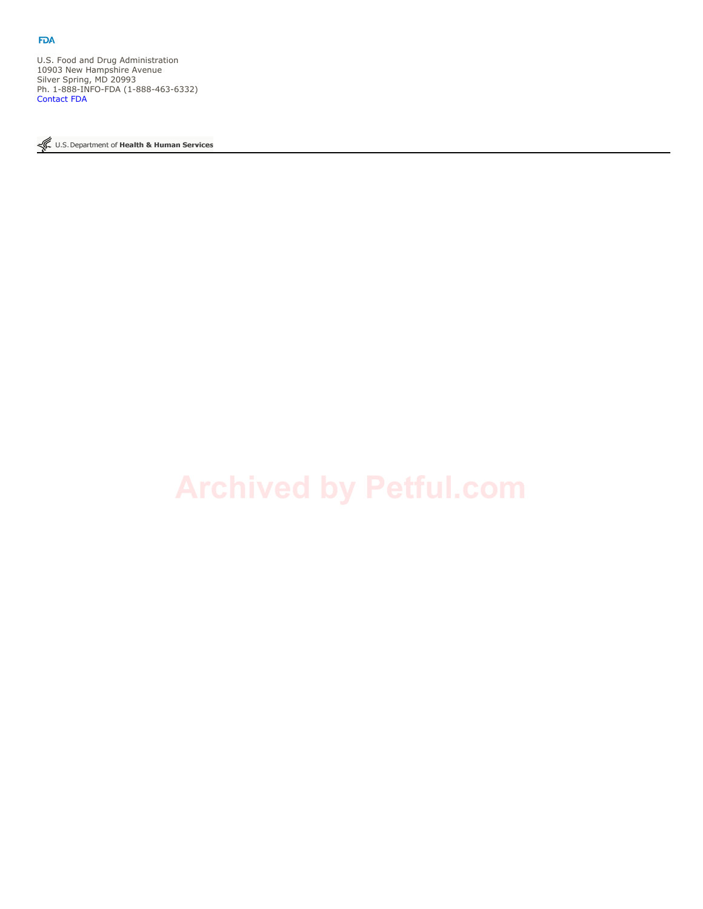FDA

U.S. Food and Drug Administration
10903 New Hampshire Avenue
Silver Spring, MD 20993
Ph. 1-888-INFO-FDA (1-888-463-6332)
Contact FDA

U.S. Department of **Health & Human Services**

Archived by Petful.com